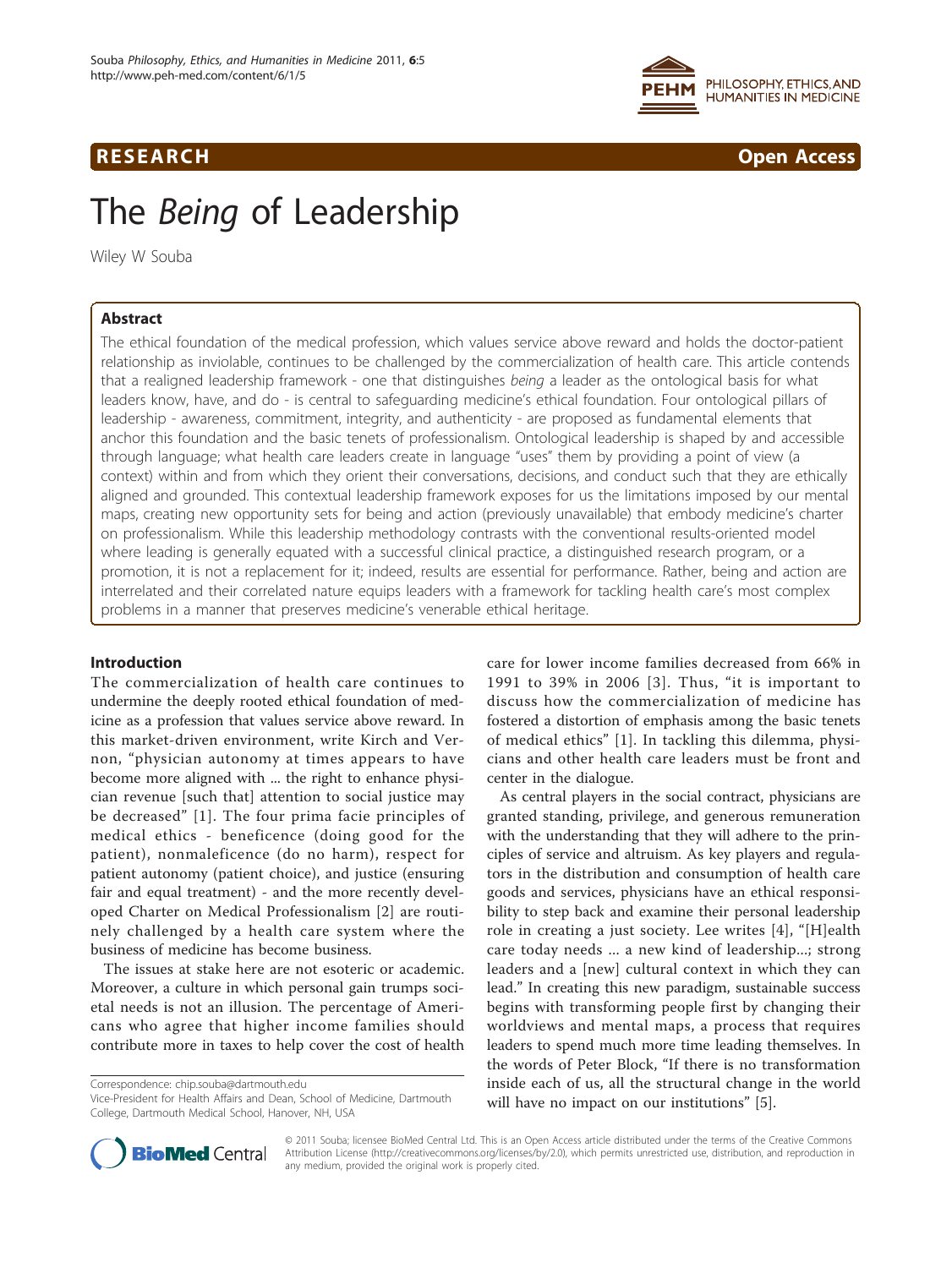**RESEARCH** **Open Access**

# The *Being* of Leadership

Wiley W Souba

## Abstract

The ethical foundation of the medical profession, which values service above reward and holds the doctor-patient relationship as inviolable, continues to be challenged by the commercialization of health care. This article contends that a realigned leadership framework - one that distinguishes *being* a leader as the ontological basis for what leaders know, have, and do - is central to safeguarding medicine's ethical foundation. Four ontological pillars of leadership - awareness, commitment, integrity, and authenticity - are proposed as fundamental elements that anchor this foundation and the basic tenets of professionalism. Ontological leadership is shaped by and accessible through language; what health care leaders create in language "uses" them by providing a point of view (a context) within and from which they orient their conversations, decisions, and conduct such that they are ethically aligned and grounded. This contextual leadership framework exposes for us the limitations imposed by our mental maps, creating new opportunity sets for being and action (previously unavailable) that embody medicine's charter on professionalism. While this leadership methodology contrasts with the conventional results-oriented model where leading is generally equated with a successful clinical practice, a distinguished research program, or a promotion, it is not a replacement for it; indeed, results are essential for performance. Rather, being and action are interrelated and their correlated nature equips leaders with a framework for tackling health care's most complex problems in a manner that preserves medicine's venerable ethical heritage.

## Introduction

The commercialization of health care continues to undermine the deeply rooted ethical foundation of medicine as a profession that values service above reward. In this market-driven environment, write Kirch and Vernon, "physician autonomy at times appears to have become more aligned with ... the right to enhance physician revenue [such that] attention to social justice may be decreased" [1]. The four prima facie principles of medical ethics - beneficence (doing good for the patient), nonmaleficence (do no harm), respect for patient autonomy (patient choice), and justice (ensuring fair and equal treatment) - and the more recently developed Charter on Medical Professionalism [2] are routinely challenged by a health care system where the business of medicine has become business.

The issues at stake here are not esoteric or academic. Moreover, a culture in which personal gain trumps societal needs is not an illusion. The percentage of Americans who agree that higher income families should contribute more in taxes to help cover the cost of health care for lower income families decreased from 66% in 1991 to 39% in 2006 [3]. Thus, "it is important to discuss how the commercialization of medicine has fostered a distortion of emphasis among the basic tenets of medical ethics" [1]. In tackling this dilemma, physicians and other health care leaders must be front and center in the dialogue.

As central players in the social contract, physicians are granted standing, privilege, and generous remuneration with the understanding that they will adhere to the principles of service and altruism. As key players and regulators in the distribution and consumption of health care goods and services, physicians have an ethical responsibility to step back and examine their personal leadership role in creating a just society. Lee writes [4], "[H]ealth care today needs ... a new kind of leadership...; strong leaders and a [new] cultural context in which they can lead." In creating this new paradigm, sustainable success begins with transforming people first by changing their worldviews and mental maps, a process that requires leaders to spend much more time leading themselves. In the words of Peter Block, "If there is no transformation inside each of us, all the structural change in the world will have no impact on our institutions" [5].

Correspondence: chip.souba@dartmouth.edu
Vice-President for Health Affairs and Dean, School of Medicine, Dartmouth College, Dartmouth Medical School, Hanover, NH, USA

© 2011 Souba; licensee BioMed Central Ltd. This is an Open Access article distributed under the terms of the Creative Commons Attribution License (http://creativecommons.org/licenses/by/2.0), which permits unrestricted use, distribution, and reproduction in any medium, provided the original work is properly cited.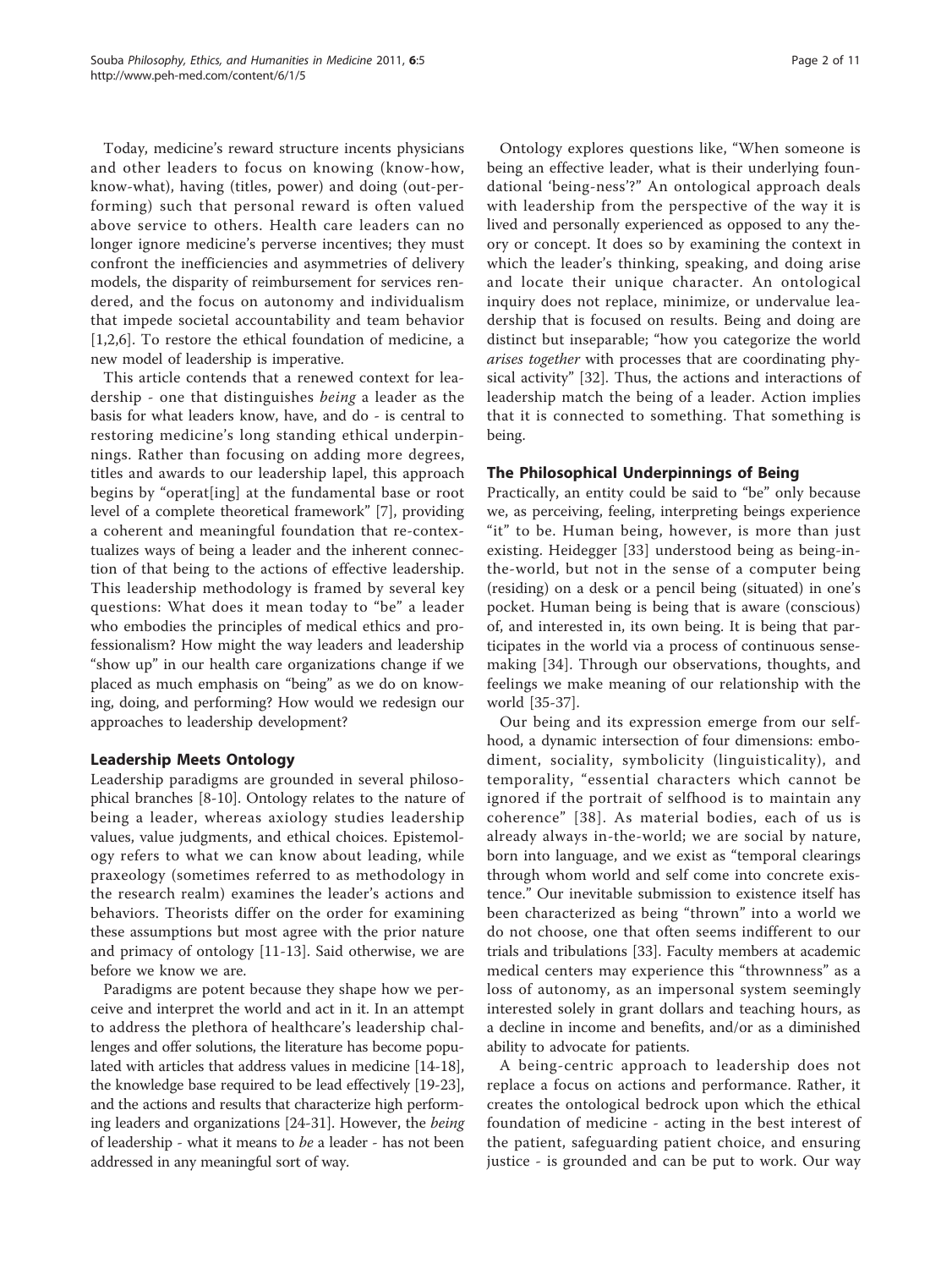Today, medicine's reward structure incents physicians and other leaders to focus on knowing (know-how, know-what), having (titles, power) and doing (out-performing) such that personal reward is often valued above service to others. Health care leaders can no longer ignore medicine's perverse incentives; they must confront the inefficiencies and asymmetries of delivery models, the disparity of reimbursement for services rendered, and the focus on autonomy and individualism that impede societal accountability and team behavior [1,2,6]. To restore the ethical foundation of medicine, a new model of leadership is imperative.

This article contends that a renewed context for leadership - one that distinguishes *being* a leader as the basis for what leaders know, have, and do - is central to restoring medicine's long standing ethical underpinnings. Rather than focusing on adding more degrees, titles and awards to our leadership lapel, this approach begins by "operat[ing] at the fundamental base or root level of a complete theoretical framework" [7], providing a coherent and meaningful foundation that re-contextualizes ways of being a leader and the inherent connection of that being to the actions of effective leadership. This leadership methodology is framed by several key questions: What does it mean today to "be" a leader who embodies the principles of medical ethics and professionalism? How might the way leaders and leadership "show up" in our health care organizations change if we placed as much emphasis on "being" as we do on knowing, doing, and performing? How would we redesign our approaches to leadership development?

## Leadership Meets Ontology

Leadership paradigms are grounded in several philosophical branches [8-10]. Ontology relates to the nature of being a leader, whereas axiology studies leadership values, value judgments, and ethical choices. Epistemology refers to what we can know about leading, while praxeology (sometimes referred to as methodology in the research realm) examines the leader's actions and behaviors. Theorists differ on the order for examining these assumptions but most agree with the prior nature and primacy of ontology [11-13]. Said otherwise, we are before we know we are.

Paradigms are potent because they shape how we perceive and interpret the world and act in it. In an attempt to address the plethora of healthcare's leadership challenges and offer solutions, the literature has become populated with articles that address values in medicine [14-18], the knowledge base required to be lead effectively [19-23], and the actions and results that characterize high performing leaders and organizations [24-31]. However, the *being* of leadership - what it means to *be* a leader - has not been addressed in any meaningful sort of way.

Ontology explores questions like, "When someone is being an effective leader, what is their underlying foundational 'being-ness'?" An ontological approach deals with leadership from the perspective of the way it is lived and personally experienced as opposed to any theory or concept. It does so by examining the context in which the leader's thinking, speaking, and doing arise and locate their unique character. An ontological inquiry does not replace, minimize, or undervalue leadership that is focused on results. Being and doing are distinct but inseparable; "how you categorize the world *arises together* with processes that are coordinating physical activity" [32]. Thus, the actions and interactions of leadership match the being of a leader. Action implies that it is connected to something. That something is being.

## The Philosophical Underpinnings of Being

Practically, an entity could be said to "be" only because we, as perceiving, feeling, interpreting beings experience "it" to be. Human being, however, is more than just existing. Heidegger [33] understood being as being-in-the-world, but not in the sense of a computer being (residing) on a desk or a pencil being (situated) in one's pocket. Human being is being that is aware (conscious) of, and interested in, its own being. It is being that participates in the world via a process of continuous sense-making [34]. Through our observations, thoughts, and feelings we make meaning of our relationship with the world [35-37].

Our being and its expression emerge from our selfhood, a dynamic intersection of four dimensions: embodiment, sociality, symbolicity (linguisticality), and temporality, "essential characters which cannot be ignored if the portrait of selfhood is to maintain any coherence" [38]. As material bodies, each of us is already always in-the-world; we are social by nature, born into language, and we exist as "temporal clearings through whom world and self come into concrete existence." Our inevitable submission to existence itself has been characterized as being "thrown" into a world we do not choose, one that often seems indifferent to our trials and tribulations [33]. Faculty members at academic medical centers may experience this "thrownness" as a loss of autonomy, as an impersonal system seemingly interested solely in grant dollars and teaching hours, as a decline in income and benefits, and/or as a diminished ability to advocate for patients.

A being-centric approach to leadership does not replace a focus on actions and performance. Rather, it creates the ontological bedrock upon which the ethical foundation of medicine - acting in the best interest of the patient, safeguarding patient choice, and ensuring justice - is grounded and can be put to work. Our way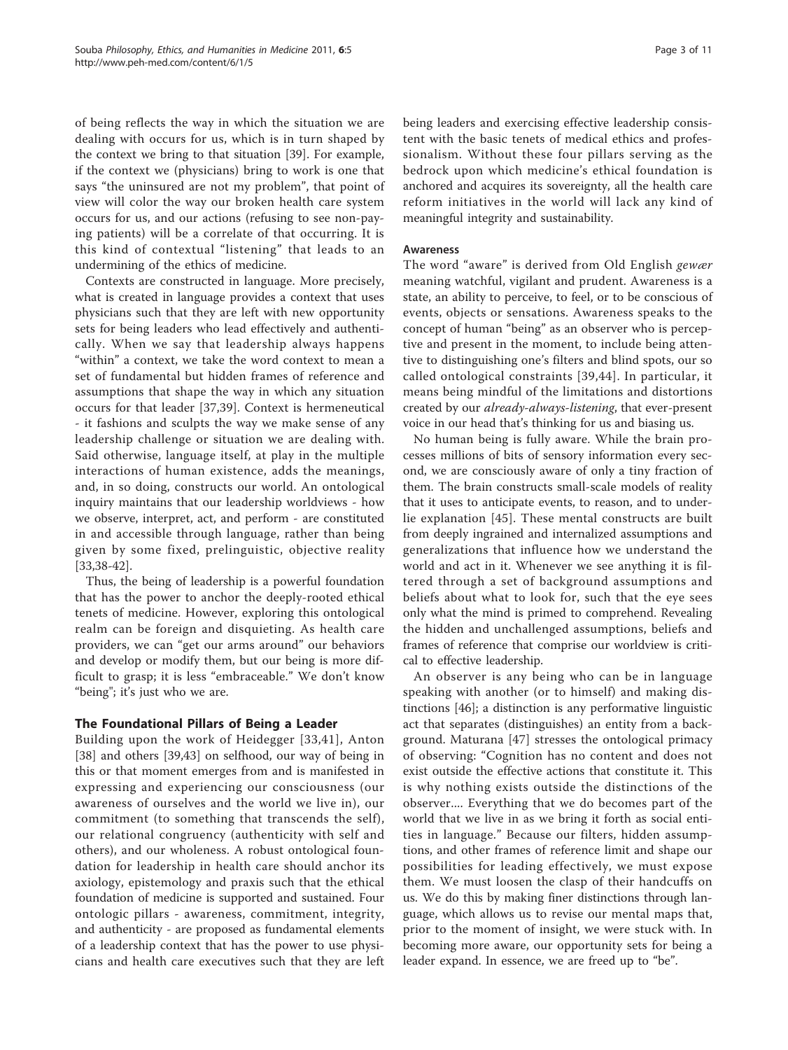of being reflects the way in which the situation we are dealing with occurs for us, which is in turn shaped by the context we bring to that situation [39]. For example, if the context we (physicians) bring to work is one that says "the uninsured are not my problem", that point of view will color the way our broken health care system occurs for us, and our actions (refusing to see non-paying patients) will be a correlate of that occurring. It is this kind of contextual "listening" that leads to an undermining of the ethics of medicine.

Contexts are constructed in language. More precisely, what is created in language provides a context that uses physicians such that they are left with new opportunity sets for being leaders who lead effectively and authentically. When we say that leadership always happens "within" a context, we take the word context to mean a set of fundamental but hidden frames of reference and assumptions that shape the way in which any situation occurs for that leader [37,39]. Context is hermeneutical - it fashions and sculpts the way we make sense of any leadership challenge or situation we are dealing with. Said otherwise, language itself, at play in the multiple interactions of human existence, adds the meanings, and, in so doing, constructs our world. An ontological inquiry maintains that our leadership worldviews - how we observe, interpret, act, and perform - are constituted in and accessible through language, rather than being given by some fixed, prelinguistic, objective reality [33,38-42].

Thus, the being of leadership is a powerful foundation that has the power to anchor the deeply-rooted ethical tenets of medicine. However, exploring this ontological realm can be foreign and disquieting. As health care providers, we can "get our arms around" our behaviors and develop or modify them, but our being is more difficult to grasp; it is less "embraceable." We don't know "being"; it's just who we are.

## The Foundational Pillars of Being a Leader

Building upon the work of Heidegger [33,41], Anton [38] and others [39,43] on selfhood, our way of being in this or that moment emerges from and is manifested in expressing and experiencing our consciousness (our awareness of ourselves and the world we live in), our commitment (to something that transcends the self), our relational congruency (authenticity with self and others), and our wholeness. A robust ontological foundation for leadership in health care should anchor its axiology, epistemology and praxis such that the ethical foundation of medicine is supported and sustained. Four ontologic pillars - awareness, commitment, integrity, and authenticity - are proposed as fundamental elements of a leadership context that has the power to use physicians and health care executives such that they are left being leaders and exercising effective leadership consistent with the basic tenets of medical ethics and professionalism. Without these four pillars serving as the bedrock upon which medicine's ethical foundation is anchored and acquires its sovereignty, all the health care reform initiatives in the world will lack any kind of meaningful integrity and sustainability.

### Awareness

The word "aware" is derived from Old English *gewær* meaning watchful, vigilant and prudent. Awareness is a state, an ability to perceive, to feel, or to be conscious of events, objects or sensations. Awareness speaks to the concept of human "being" as an observer who is perceptive and present in the moment, to include being attentive to distinguishing one's filters and blind spots, our so called ontological constraints [39,44]. In particular, it means being mindful of the limitations and distortions created by our *already-always-listening*, that ever-present voice in our head that's thinking for us and biasing us.

No human being is fully aware. While the brain processes millions of bits of sensory information every second, we are consciously aware of only a tiny fraction of them. The brain constructs small-scale models of reality that it uses to anticipate events, to reason, and to underlie explanation [45]. These mental constructs are built from deeply ingrained and internalized assumptions and generalizations that influence how we understand the world and act in it. Whenever we see anything it is filtered through a set of background assumptions and beliefs about what to look for, such that the eye sees only what the mind is primed to comprehend. Revealing the hidden and unchallenged assumptions, beliefs and frames of reference that comprise our worldview is critical to effective leadership.

An observer is any being who can be in language speaking with another (or to himself) and making distinctions [46]; a distinction is any performative linguistic act that separates (distinguishes) an entity from a background. Maturana [47] stresses the ontological primacy of observing: "Cognition has no content and does not exist outside the effective actions that constitute it. This is why nothing exists outside the distinctions of the observer.... Everything that we do becomes part of the world that we live in as we bring it forth as social entities in language." Because our filters, hidden assumptions, and other frames of reference limit and shape our possibilities for leading effectively, we must expose them. We must loosen the clasp of their handcuffs on us. We do this by making finer distinctions through language, which allows us to revise our mental maps that, prior to the moment of insight, we were stuck with. In becoming more aware, our opportunity sets for being a leader expand. In essence, we are freed up to "be".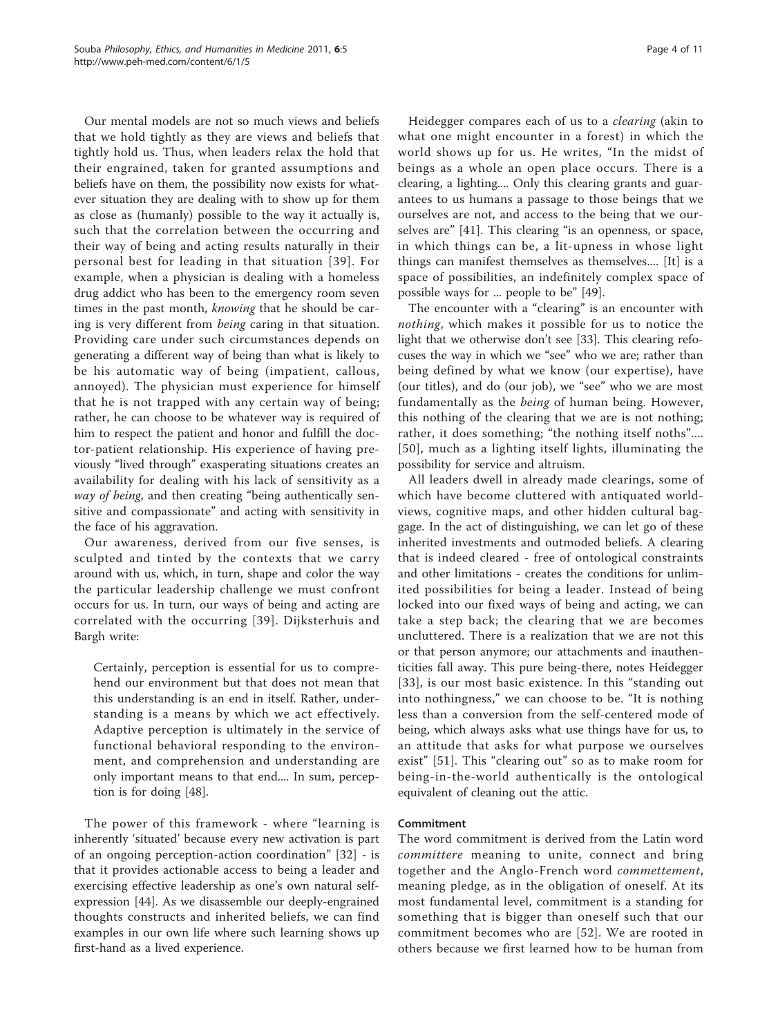Our mental models are not so much views and beliefs that we hold tightly as they are views and beliefs that tightly hold us. Thus, when leaders relax the hold that their engrained, taken for granted assumptions and beliefs have on them, the possibility now exists for whatever situation they are dealing with to show up for them as close as (humanly) possible to the way it actually is, such that the correlation between the occurring and their way of being and acting results naturally in their personal best for leading in that situation [39]. For example, when a physician is dealing with a homeless drug addict who has been to the emergency room seven times in the past month, *knowing* that he should be caring is very different from *being* caring in that situation. Providing care under such circumstances depends on generating a different way of being than what is likely to be his automatic way of being (impatient, callous, annoyed). The physician must experience for himself that he is not trapped with any certain way of being; rather, he can choose to be whatever way is required of him to respect the patient and honor and fulfill the doctor-patient relationship. His experience of having previously "lived through" exasperating situations creates an availability for dealing with his lack of sensitivity as a *way of being*, and then creating "being authentically sensitive and compassionate" and acting with sensitivity in the face of his aggravation.

Our awareness, derived from our five senses, is sculpted and tinted by the contexts that we carry around with us, which, in turn, shape and color the way the particular leadership challenge we must confront occurs for us. In turn, our ways of being and acting are correlated with the occurring [39]. Dijksterhuis and Bargh write:

> Certainly, perception is essential for us to comprehend our environment but that does not mean that this understanding is an end in itself. Rather, understanding is a means by which we act effectively. Adaptive perception is ultimately in the service of functional behavioral responding to the environment, and comprehension and understanding are only important means to that end.... In sum, perception is for doing [48].

The power of this framework - where "learning is inherently 'situated' because every new activation is part of an ongoing perception-action coordination" [32] - is that it provides actionable access to being a leader and exercising effective leadership as one's own natural self-expression [44]. As we disassemble our deeply-engrained thoughts constructs and inherited beliefs, we can find examples in our own life where such learning shows up first-hand as a lived experience.

Heidegger compares each of us to a *clearing* (akin to what one might encounter in a forest) in which the world shows up for us. He writes, "In the midst of beings as a whole an open place occurs. There is a clearing, a lighting.... Only this clearing grants and guarantees to us humans a passage to those beings that we ourselves are not, and access to the being that we ourselves are" [41]. This clearing "is an openness, or space, in which things can be, a lit-upness in whose light things can manifest themselves as themselves.... [It] is a space of possibilities, an indefinitely complex space of possible ways for ... people to be" [49].

The encounter with a "clearing" is an encounter with *nothing*, which makes it possible for us to notice the light that we otherwise don't see [33]. This clearing refocuses the way in which we "see" who we are; rather than being defined by what we know (our expertise), have (our titles), and do (our job), we "see" who we are most fundamentally as the *being* of human being. However, this nothing of the clearing that we are is not nothing; rather, it does something; "the nothing itself noths".... [50], much as a lighting itself lights, illuminating the possibility for service and altruism.

All leaders dwell in already made clearings, some of which have become cluttered with antiquated worldviews, cognitive maps, and other hidden cultural baggage. In the act of distinguishing, we can let go of these inherited investments and outmoded beliefs. A clearing that is indeed cleared - free of ontological constraints and other limitations - creates the conditions for unlimited possibilities for being a leader. Instead of being locked into our fixed ways of being and acting, we can take a step back; the clearing that we are becomes uncluttered. There is a realization that we are not this or that person anymore; our attachments and inauthenticities fall away. This pure being-there, notes Heidegger [33], is our most basic existence. In this "standing out into nothingness," we can choose to be. "It is nothing less than a conversion from the self-centered mode of being, which always asks what use things have for us, to an attitude that asks for what purpose we ourselves exist" [51]. This "clearing out" so as to make room for being-in-the-world authentically is the ontological equivalent of cleaning out the attic.

### Commitment

The word commitment is derived from the Latin word *committere* meaning to unite, connect and bring together and the Anglo-French word *commettement*, meaning pledge, as in the obligation of oneself. At its most fundamental level, commitment is a standing for something that is bigger than oneself such that our commitment becomes who are [52]. We are rooted in others because we first learned how to be human from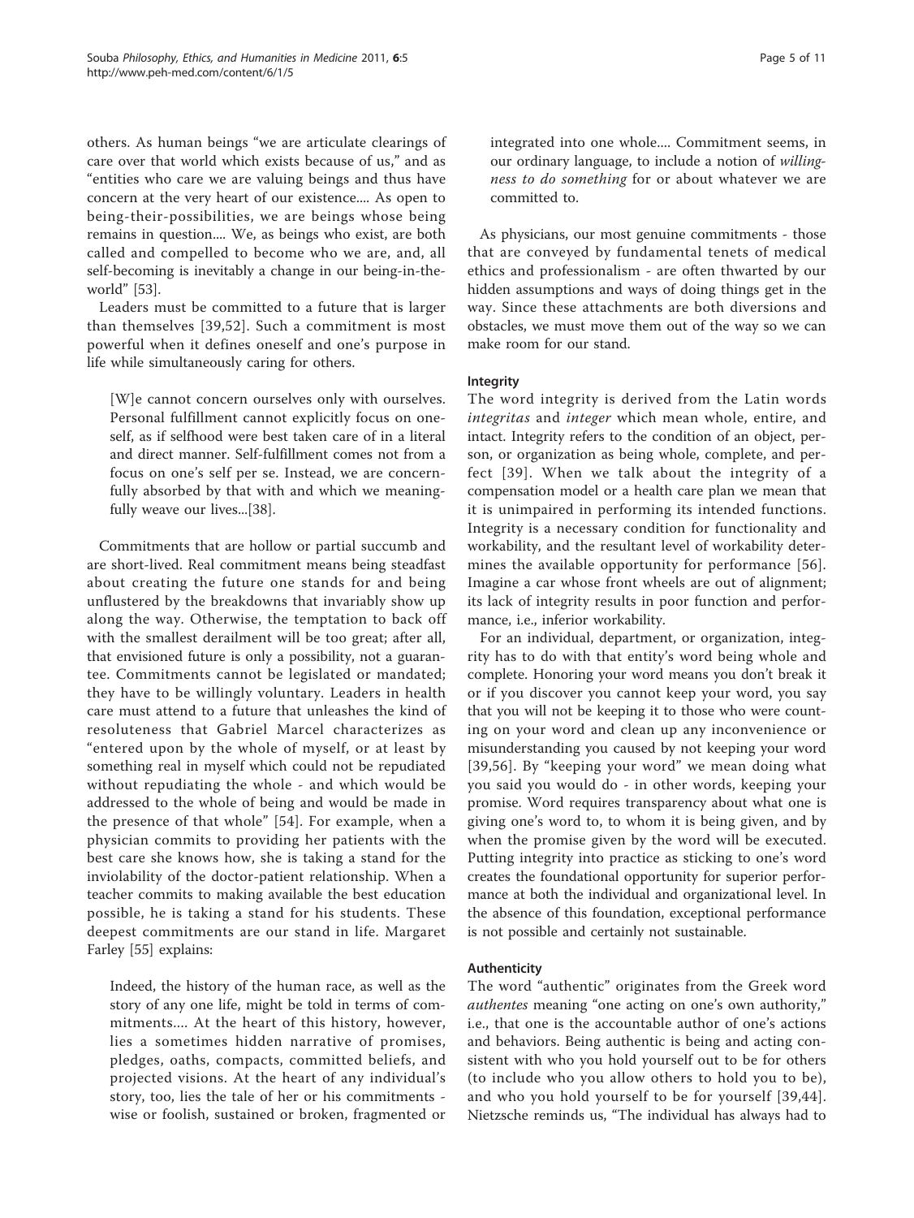others. As human beings "we are articulate clearings of care over that world which exists because of us," and as "entities who care we are valuing beings and thus have concern at the very heart of our existence.... As open to being-their-possibilities, we are beings whose being remains in question.... We, as beings who exist, are both called and compelled to become who we are, and, all self-becoming is inevitably a change in our being-in-the-world" [53].

Leaders must be committed to a future that is larger than themselves [39,52]. Such a commitment is most powerful when it defines oneself and one's purpose in life while simultaneously caring for others.

> [W]e cannot concern ourselves only with ourselves. Personal fulfillment cannot explicitly focus on oneself, as if selfhood were best taken care of in a literal and direct manner. Self-fulfillment comes not from a focus on one's self per se. Instead, we are concernfully absorbed by that with and which we meaningfully weave our lives...[38].

Commitments that are hollow or partial succumb and are short-lived. Real commitment means being steadfast about creating the future one stands for and being unflustered by the breakdowns that invariably show up along the way. Otherwise, the temptation to back off with the smallest derailment will be too great; after all, that envisioned future is only a possibility, not a guarantee. Commitments cannot be legislated or mandated; they have to be willingly voluntary. Leaders in health care must attend to a future that unleashes the kind of resoluteness that Gabriel Marcel characterizes as "entered upon by the whole of myself, or at least by something real in myself which could not be repudiated without repudiating the whole - and which would be addressed to the whole of being and would be made in the presence of that whole" [54]. For example, when a physician commits to providing her patients with the best care she knows how, she is taking a stand for the inviolability of the doctor-patient relationship. When a teacher commits to making available the best education possible, he is taking a stand for his students. These deepest commitments are our stand in life. Margaret Farley [55] explains:

> Indeed, the history of the human race, as well as the story of any one life, might be told in terms of commitments.... At the heart of this history, however, lies a sometimes hidden narrative of promises, pledges, oaths, compacts, committed beliefs, and projected visions. At the heart of any individual's story, too, lies the tale of her or his commitments - wise or foolish, sustained or broken, fragmented or integrated into one whole.... Commitment seems, in our ordinary language, to include a notion of *willingness to do something* for or about whatever we are committed to.

As physicians, our most genuine commitments - those that are conveyed by fundamental tenets of medical ethics and professionalism - are often thwarted by our hidden assumptions and ways of doing things get in the way. Since these attachments are both diversions and obstacles, we must move them out of the way so we can make room for our stand.

### Integrity

The word integrity is derived from the Latin words *integritas* and *integer* which mean whole, entire, and intact. Integrity refers to the condition of an object, person, or organization as being whole, complete, and perfect [39]. When we talk about the integrity of a compensation model or a health care plan we mean that it is unimpaired in performing its intended functions. Integrity is a necessary condition for functionality and workability, and the resultant level of workability determines the available opportunity for performance [56]. Imagine a car whose front wheels are out of alignment; its lack of integrity results in poor function and performance, i.e., inferior workability.

For an individual, department, or organization, integrity has to do with that entity's word being whole and complete. Honoring your word means you don't break it or if you discover you cannot keep your word, you say that you will not be keeping it to those who were counting on your word and clean up any inconvenience or misunderstanding you caused by not keeping your word [39,56]. By "keeping your word" we mean doing what you said you would do - in other words, keeping your promise. Word requires transparency about what one is giving one's word to, to whom it is being given, and by when the promise given by the word will be executed. Putting integrity into practice as sticking to one's word creates the foundational opportunity for superior performance at both the individual and organizational level. In the absence of this foundation, exceptional performance is not possible and certainly not sustainable.

### Authenticity

The word "authentic" originates from the Greek word *authentes* meaning "one acting on one's own authority," i.e., that one is the accountable author of one's actions and behaviors. Being authentic is being and acting consistent with who you hold yourself out to be for others (to include who you allow others to hold you to be), and who you hold yourself to be for yourself [39,44]. Nietzsche reminds us, "The individual has always had to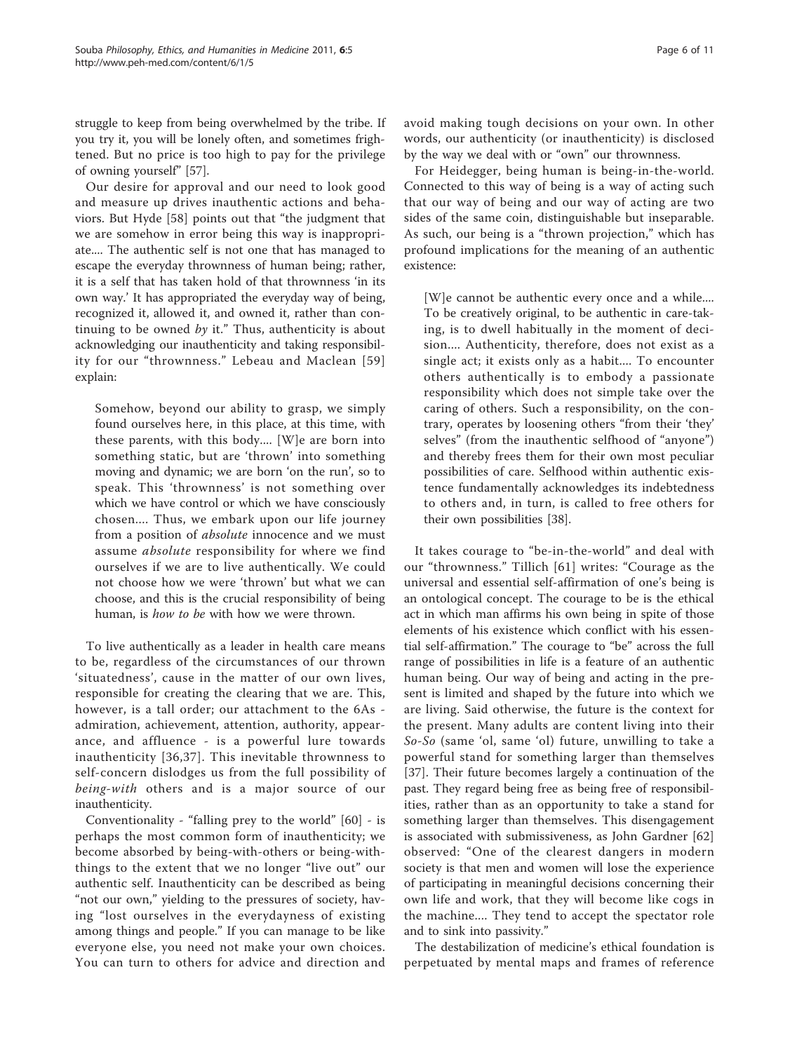struggle to keep from being overwhelmed by the tribe. If you try it, you will be lonely often, and sometimes frightened. But no price is too high to pay for the privilege of owning yourself" [57].

Our desire for approval and our need to look good and measure up drives inauthentic actions and behaviors. But Hyde [58] points out that "the judgment that we are somehow in error being this way is inappropriate.... The authentic self is not one that has managed to escape the everyday thrownness of human being; rather, it is a self that has taken hold of that thrownness 'in its own way.' It has appropriated the everyday way of being, recognized it, allowed it, and owned it, rather than continuing to be owned *by* it." Thus, authenticity is about acknowledging our inauthenticity and taking responsibility for our "thrownness." Lebeau and Maclean [59] explain:

> Somehow, beyond our ability to grasp, we simply found ourselves here, in this place, at this time, with these parents, with this body.... [W]e are born into something static, but are 'thrown' into something moving and dynamic; we are born 'on the run', so to speak. This 'thrownness' is not something over which we have control or which we have consciously chosen.... Thus, we embark upon our life journey from a position of *absolute* innocence and we must assume *absolute* responsibility for where we find ourselves if we are to live authentically. We could not choose how we were 'thrown' but what we can choose, and this is the crucial responsibility of being human, is *how to be* with how we were thrown.

To live authentically as a leader in health care means to be, regardless of the circumstances of our thrown 'situatedness', cause in the matter of our own lives, responsible for creating the clearing that we are. This, however, is a tall order; our attachment to the 6As - admiration, achievement, attention, authority, appearance, and affluence - is a powerful lure towards inauthenticity [36,37]. This inevitable thrownness to self-concern dislodges us from the full possibility of *being-with* others and is a major source of our inauthenticity.

Conventionality - "falling prey to the world" [60] - is perhaps the most common form of inauthenticity; we become absorbed by being-with-others or being-with-things to the extent that we no longer "live out" our authentic self. Inauthenticity can be described as being "not our own," yielding to the pressures of society, having "lost ourselves in the everydayness of existing among things and people." If you can manage to be like everyone else, you need not make your own choices. You can turn to others for advice and direction and avoid making tough decisions on your own. In other words, our authenticity (or inauthenticity) is disclosed by the way we deal with or "own" our thrownness.

For Heidegger, being human is being-in-the-world. Connected to this way of being is a way of acting such that our way of being and our way of acting are two sides of the same coin, distinguishable but inseparable. As such, our being is a "thrown projection," which has profound implications for the meaning of an authentic existence:

> [W]e cannot be authentic every once and a while.... To be creatively original, to be authentic in care-taking, is to dwell habitually in the moment of decision.... Authenticity, therefore, does not exist as a single act; it exists only as a habit.... To encounter others authentically is to embody a passionate responsibility which does not simple take over the caring of others. Such a responsibility, on the contrary, operates by loosening others "from their 'they' selves" (from the inauthentic selfhood of "anyone") and thereby frees them for their own most peculiar possibilities of care. Selfhood within authentic existence fundamentally acknowledges its indebtedness to others and, in turn, is called to free others for their own possibilities [38].

It takes courage to "be-in-the-world" and deal with our "thrownness." Tillich [61] writes: "Courage as the universal and essential self-affirmation of one's being is an ontological concept. The courage to be is the ethical act in which man affirms his own being in spite of those elements of his existence which conflict with his essential self-affirmation." The courage to "be" across the full range of possibilities in life is a feature of an authentic human being. Our way of being and acting in the present is limited and shaped by the future into which we are living. Said otherwise, the future is the context for the present. Many adults are content living into their *So-So* (same 'ol, same 'ol) future, unwilling to take a powerful stand for something larger than themselves [37]. Their future becomes largely a continuation of the past. They regard being free as being free of responsibilities, rather than as an opportunity to take a stand for something larger than themselves. This disengagement is associated with submissiveness, as John Gardner [62] observed: "One of the clearest dangers in modern society is that men and women will lose the experience of participating in meaningful decisions concerning their own life and work, that they will become like cogs in the machine.... They tend to accept the spectator role and to sink into passivity."

The destabilization of medicine's ethical foundation is perpetuated by mental maps and frames of reference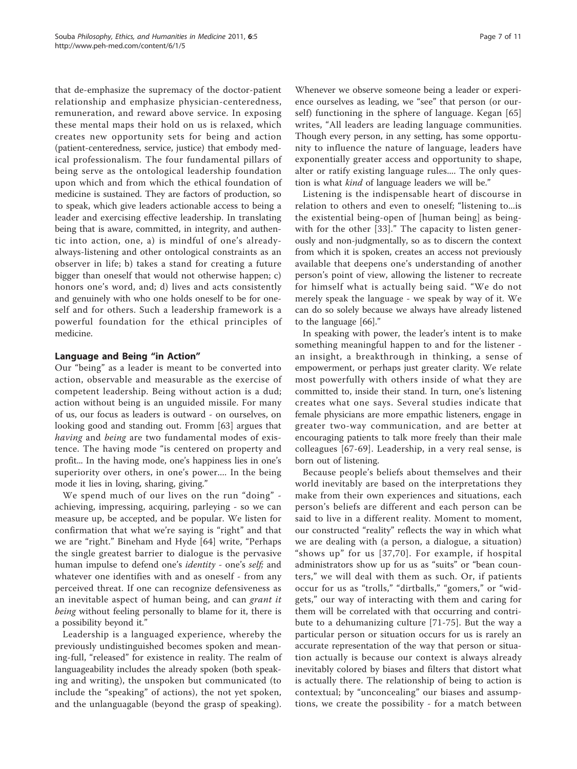that de-emphasize the supremacy of the doctor-patient relationship and emphasize physician-centeredness, remuneration, and reward above service. In exposing these mental maps their hold on us is relaxed, which creates new opportunity sets for being and action (patient-centeredness, service, justice) that embody medical professionalism. The four fundamental pillars of being serve as the ontological leadership foundation upon which and from which the ethical foundation of medicine is sustained. They are factors of production, so to speak, which give leaders actionable access to being a leader and exercising effective leadership. In translating being that is aware, committed, in integrity, and authentic into action, one, a) is mindful of one's already-always-listening and other ontological constraints as an observer in life; b) takes a stand for creating a future bigger than oneself that would not otherwise happen; c) honors one's word, and; d) lives and acts consistently and genuinely with who one holds oneself to be for oneself and for others. Such a leadership framework is a powerful foundation for the ethical principles of medicine.

## Language and Being "in Action"

Our "being" as a leader is meant to be converted into action, observable and measurable as the exercise of competent leadership. Being without action is a dud; action without being is an unguided missile. For many of us, our focus as leaders is outward - on ourselves, on looking good and standing out. Fromm [63] argues that *having* and *being* are two fundamental modes of existence. The having mode "is centered on property and profit... In the having mode, one's happiness lies in one's superiority over others, in one's power.... In the being mode it lies in loving, sharing, giving."

We spend much of our lives on the run "doing" - achieving, impressing, acquiring, parleying - so we can measure up, be accepted, and be popular. We listen for confirmation that what we're saying is "right" and that we are "right." Bineham and Hyde [64] write, "Perhaps the single greatest barrier to dialogue is the pervasive human impulse to defend one's *identity* - one's *self*; and whatever one identifies with and as oneself - from any perceived threat. If one can recognize defensiveness as an inevitable aspect of human being, and can *grant it being* without feeling personally to blame for it, there is a possibility beyond it."

Leadership is a languaged experience, whereby the previously undistinguished becomes spoken and meaning-full, "released" for existence in reality. The realm of languageability includes the already spoken (both speaking and writing), the unspoken but communicated (to include the "speaking" of actions), the not yet spoken, and the unlanguagable (beyond the grasp of speaking). Whenever we observe someone being a leader or experience ourselves as leading, we "see" that person (or ourself) functioning in the sphere of language. Kegan [65] writes, "All leaders are leading language communities. Though every person, in any setting, has some opportunity to influence the nature of language, leaders have exponentially greater access and opportunity to shape, alter or ratify existing language rules.... The only question is what *kind* of language leaders we will be."

Listening is the indispensable heart of discourse in relation to others and even to oneself; "listening to...is the existential being-open of [human being] as being-with for the other [33]." The capacity to listen generously and non-judgmentally, so as to discern the context from which it is spoken, creates an access not previously available that deepens one's understanding of another person's point of view, allowing the listener to recreate for himself what is actually being said. "We do not merely speak the language - we speak by way of it. We can do so solely because we always have already listened to the language [66]."

In speaking with power, the leader's intent is to make something meaningful happen to and for the listener - an insight, a breakthrough in thinking, a sense of empowerment, or perhaps just greater clarity. We relate most powerfully with others inside of what they are committed to, inside their stand. In turn, one's listening creates what one says. Several studies indicate that female physicians are more empathic listeners, engage in greater two-way communication, and are better at encouraging patients to talk more freely than their male colleagues [67-69]. Leadership, in a very real sense, is born out of listening.

Because people's beliefs about themselves and their world inevitably are based on the interpretations they make from their own experiences and situations, each person's beliefs are different and each person can be said to live in a different reality. Moment to moment, our constructed "reality" reflects the way in which what we are dealing with (a person, a dialogue, a situation) "shows up" for us [37,70]. For example, if hospital administrators show up for us as "suits" or "bean counters," we will deal with them as such. Or, if patients occur for us as "trolls," "dirtballs," "gomers," or "widgets," our way of interacting with them and caring for them will be correlated with that occurring and contribute to a dehumanizing culture [71-75]. But the way a particular person or situation occurs for us is rarely an accurate representation of the way that person or situation actually is because our context is always already inevitably colored by biases and filters that distort what is actually there. The relationship of being to action is contextual; by "unconcealing" our biases and assumptions, we create the possibility - for a match between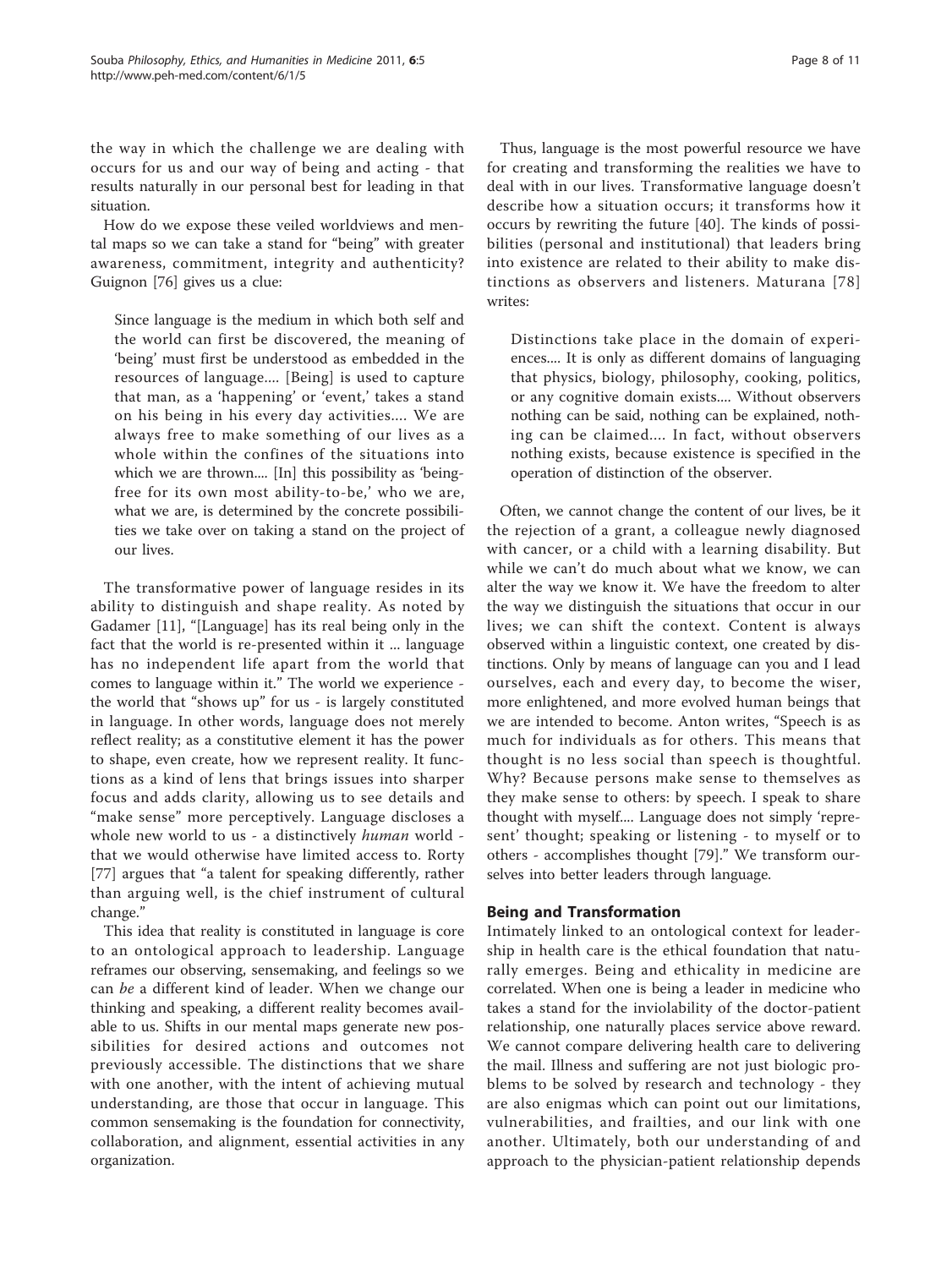the way in which the challenge we are dealing with occurs for us and our way of being and acting - that results naturally in our personal best for leading in that situation.

How do we expose these veiled worldviews and mental maps so we can take a stand for "being" with greater awareness, commitment, integrity and authenticity? Guignon [76] gives us a clue:

> Since language is the medium in which both self and the world can first be discovered, the meaning of 'being' must first be understood as embedded in the resources of language.... [Being] is used to capture that man, as a 'happening' or 'event,' takes a stand on his being in his every day activities.... We are always free to make something of our lives as a whole within the confines of the situations into which we are thrown.... [In] this possibility as 'being-free for its own most ability-to-be,' who we are, what we are, is determined by the concrete possibilities we take over on taking a stand on the project of our lives.

The transformative power of language resides in its ability to distinguish and shape reality. As noted by Gadamer [11], "[Language] has its real being only in the fact that the world is re-presented within it ... language has no independent life apart from the world that comes to language within it." The world we experience - the world that "shows up" for us - is largely constituted in language. In other words, language does not merely reflect reality; as a constitutive element it has the power to shape, even create, how we represent reality. It functions as a kind of lens that brings issues into sharper focus and adds clarity, allowing us to see details and "make sense" more perceptively. Language discloses a whole new world to us - a distinctively *human* world - that we would otherwise have limited access to. Rorty [77] argues that "a talent for speaking differently, rather than arguing well, is the chief instrument of cultural change."

This idea that reality is constituted in language is core to an ontological approach to leadership. Language reframes our observing, sensemaking, and feelings so we can *be* a different kind of leader. When we change our thinking and speaking, a different reality becomes available to us. Shifts in our mental maps generate new possibilities for desired actions and outcomes not previously accessible. The distinctions that we share with one another, with the intent of achieving mutual understanding, are those that occur in language. This common sensemaking is the foundation for connectivity, collaboration, and alignment, essential activities in any organization.

Thus, language is the most powerful resource we have for creating and transforming the realities we have to deal with in our lives. Transformative language doesn't describe how a situation occurs; it transforms how it occurs by rewriting the future [40]. The kinds of possibilities (personal and institutional) that leaders bring into existence are related to their ability to make distinctions as observers and listeners. Maturana [78] writes:

> Distinctions take place in the domain of experiences.... It is only as different domains of languaging that physics, biology, philosophy, cooking, politics, or any cognitive domain exists.... Without observers nothing can be said, nothing can be explained, nothing can be claimed.... In fact, without observers nothing exists, because existence is specified in the operation of distinction of the observer.

Often, we cannot change the content of our lives, be it the rejection of a grant, a colleague newly diagnosed with cancer, or a child with a learning disability. But while we can't do much about what we know, we can alter the way we know it. We have the freedom to alter the way we distinguish the situations that occur in our lives; we can shift the context. Content is always observed within a linguistic context, one created by distinctions. Only by means of language can you and I lead ourselves, each and every day, to become the wiser, more enlightened, and more evolved human beings that we are intended to become. Anton writes, "Speech is as much for individuals as for others. This means that thought is no less social than speech is thoughtful. Why? Because persons make sense to themselves as they make sense to others: by speech. I speak to share thought with myself.... Language does not simply 'represent' thought; speaking or listening - to myself or to others - accomplishes thought [79]." We transform ourselves into better leaders through language.

## Being and Transformation

Intimately linked to an ontological context for leadership in health care is the ethical foundation that naturally emerges. Being and ethicality in medicine are correlated. When one is being a leader in medicine who takes a stand for the inviolability of the doctor-patient relationship, one naturally places service above reward. We cannot compare delivering health care to delivering the mail. Illness and suffering are not just biologic problems to be solved by research and technology - they are also enigmas which can point out our limitations, vulnerabilities, and frailties, and our link with one another. Ultimately, both our understanding of and approach to the physician-patient relationship depends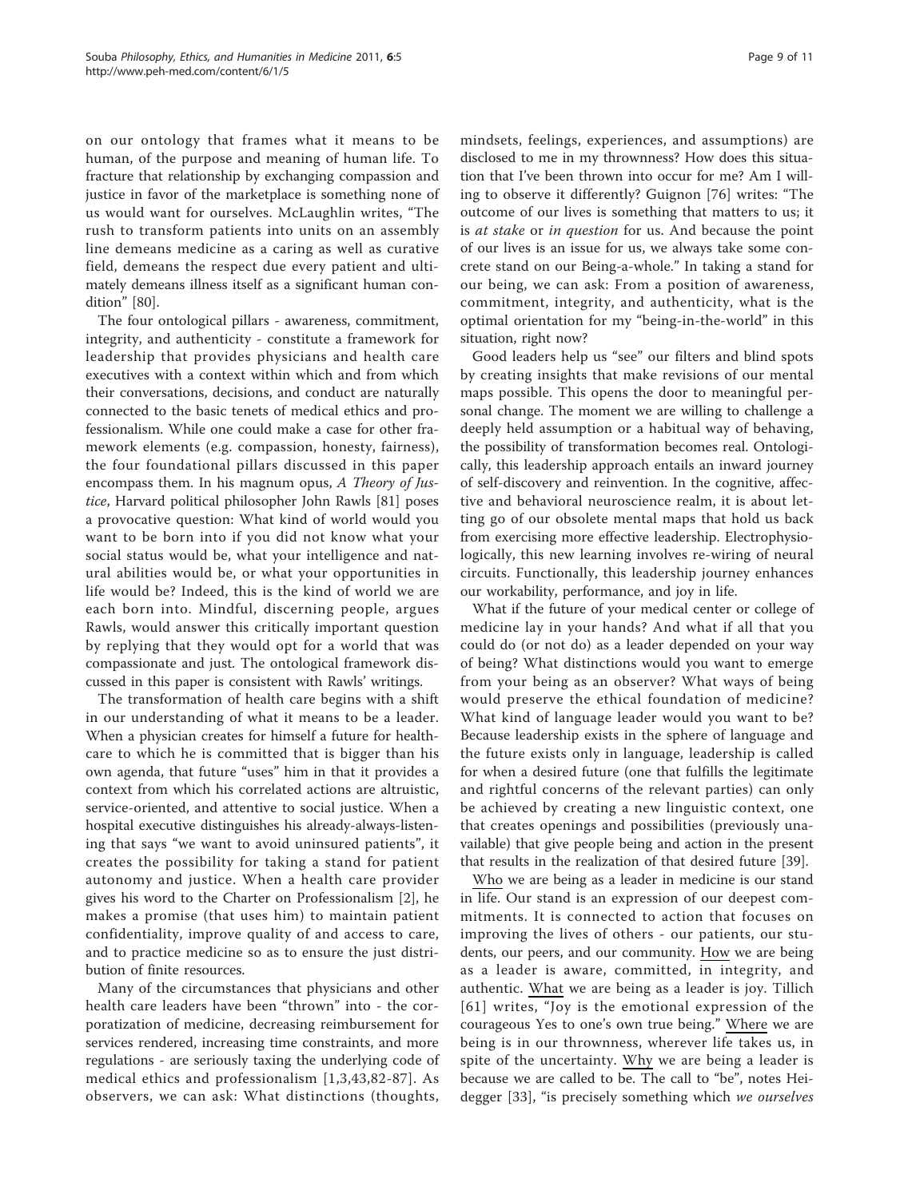on our ontology that frames what it means to be human, of the purpose and meaning of human life. To fracture that relationship by exchanging compassion and justice in favor of the marketplace is something none of us would want for ourselves. McLaughlin writes, "The rush to transform patients into units on an assembly line demeans medicine as a caring as well as curative field, demeans the respect due every patient and ultimately demeans illness itself as a significant human condition" [80].

The four ontological pillars - awareness, commitment, integrity, and authenticity - constitute a framework for leadership that provides physicians and health care executives with a context within which and from which their conversations, decisions, and conduct are naturally connected to the basic tenets of medical ethics and professionalism. While one could make a case for other framework elements (e.g. compassion, honesty, fairness), the four foundational pillars discussed in this paper encompass them. In his magnum opus, *A Theory of Justice*, Harvard political philosopher John Rawls [81] poses a provocative question: What kind of world would you want to be born into if you did not know what your social status would be, what your intelligence and natural abilities would be, or what your opportunities in life would be? Indeed, this is the kind of world we are each born into. Mindful, discerning people, argues Rawls, would answer this critically important question by replying that they would opt for a world that was compassionate and just. The ontological framework discussed in this paper is consistent with Rawls' writings.

The transformation of health care begins with a shift in our understanding of what it means to be a leader. When a physician creates for himself a future for healthcare to which he is committed that is bigger than his own agenda, that future "uses" him in that it provides a context from which his correlated actions are altruistic, service-oriented, and attentive to social justice. When a hospital executive distinguishes his already-always-listening that says "we want to avoid uninsured patients", it creates the possibility for taking a stand for patient autonomy and justice. When a health care provider gives his word to the Charter on Professionalism [2], he makes a promise (that uses him) to maintain patient confidentiality, improve quality of and access to care, and to practice medicine so as to ensure the just distribution of finite resources.

Many of the circumstances that physicians and other health care leaders have been "thrown" into - the corporatization of medicine, decreasing reimbursement for services rendered, increasing time constraints, and more regulations - are seriously taxing the underlying code of medical ethics and professionalism [1,3,43,82-87]. As observers, we can ask: What distinctions (thoughts, mindsets, feelings, experiences, and assumptions) are disclosed to me in my thrownness? How does this situation that I've been thrown into occur for me? Am I willing to observe it differently? Guignon [76] writes: "The outcome of our lives is something that matters to us; it is *at stake* or *in question* for us. And because the point of our lives is an issue for us, we always take some concrete stand on our Being-a-whole." In taking a stand for our being, we can ask: From a position of awareness, commitment, integrity, and authenticity, what is the optimal orientation for my "being-in-the-world" in this situation, right now?

Good leaders help us "see" our filters and blind spots by creating insights that make revisions of our mental maps possible. This opens the door to meaningful personal change. The moment we are willing to challenge a deeply held assumption or a habitual way of behaving, the possibility of transformation becomes real. Ontologically, this leadership approach entails an inward journey of self-discovery and reinvention. In the cognitive, affective and behavioral neuroscience realm, it is about letting go of our obsolete mental maps that hold us back from exercising more effective leadership. Electrophysiologically, this new learning involves re-wiring of neural circuits. Functionally, this leadership journey enhances our workability, performance, and joy in life.

What if the future of your medical center or college of medicine lay in your hands? And what if all that you could do (or not do) as a leader depended on your way of being? What distinctions would you want to emerge from your being as an observer? What ways of being would preserve the ethical foundation of medicine? What kind of language leader would you want to be? Because leadership exists in the sphere of language and the future exists only in language, leadership is called for when a desired future (one that fulfills the legitimate and rightful concerns of the relevant parties) can only be achieved by creating a new linguistic context, one that creates openings and possibilities (previously unavailable) that give people being and action in the present that results in the realization of that desired future [39].

<u>Who</u> we are being as a leader in medicine is our stand in life. Our stand is an expression of our deepest commitments. It is connected to action that focuses on improving the lives of others - our patients, our students, our peers, and our community. <u>How</u> we are being as a leader is aware, committed, in integrity, and authentic. <u>What</u> we are being as a leader is joy. Tillich [61] writes, "Joy is the emotional expression of the courageous Yes to one's own true being." <u>Where</u> we are being is in our thrownness, wherever life takes us, in spite of the uncertainty. <u>Why</u> we are being a leader is because we are called to be. The call to "be", notes Heidegger [33], "is precisely something which *we ourselves*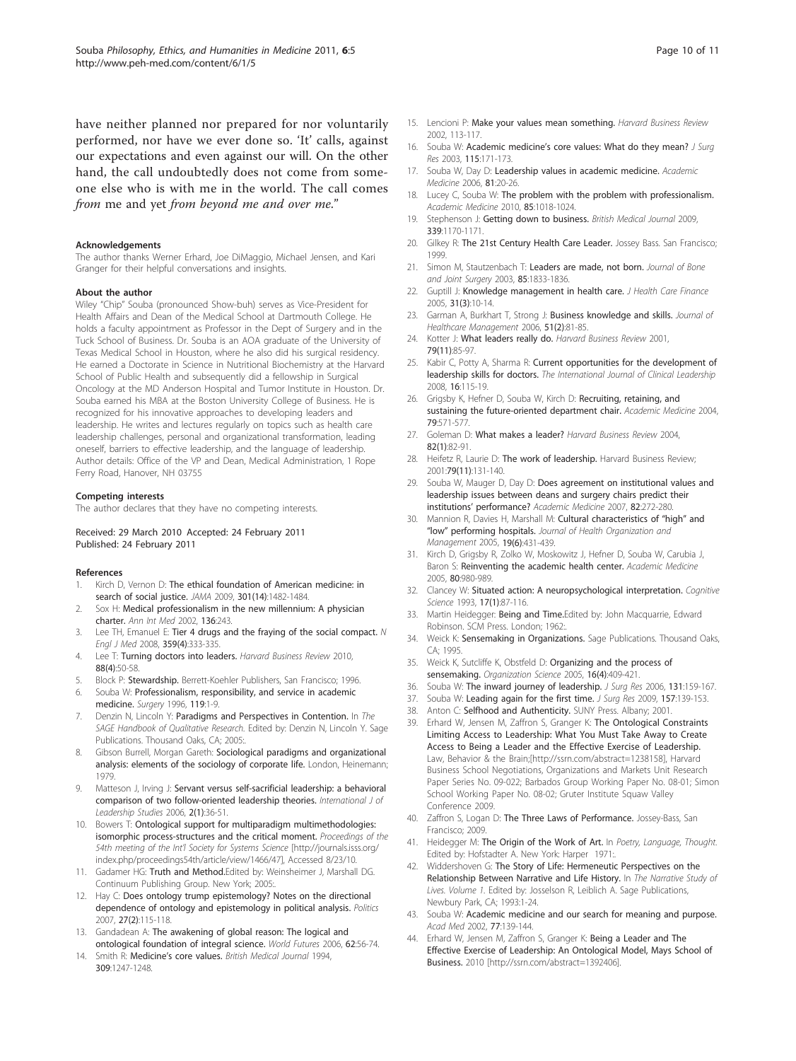have neither planned nor prepared for nor voluntarily performed, nor have we ever done so. 'It' calls, against our expectations and even against our will. On the other hand, the call undoubtedly does not come from someone else who is with me in the world. The call comes *from* me and yet *from beyond me and over me*."

### Acknowledgements

The author thanks Werner Erhard, Joe DiMaggio, Michael Jensen, and Kari Granger for their helpful conversations and insights.

### About the author

Wiley "Chip" Souba (pronounced Show-buh) serves as Vice-President for Health Affairs and Dean of the Medical School at Dartmouth College. He holds a faculty appointment as Professor in the Dept of Surgery and in the Tuck School of Business. Dr. Souba is an AOA graduate of the University of Texas Medical School in Houston, where he also did his surgical residency. He earned a Doctorate in Science in Nutritional Biochemistry at the Harvard School of Public Health and subsequently did a fellowship in Surgical Oncology at the MD Anderson Hospital and Tumor Institute in Houston. Dr. Souba earned his MBA at the Boston University College of Business. He is recognized for his innovative approaches to developing leaders and leadership. He writes and lectures regularly on topics such as health care leadership challenges, personal and organizational transformation, leading oneself, barriers to effective leadership, and the language of leadership. Author details: Office of the VP and Dean, Medical Administration, 1 Rope Ferry Road, Hanover, NH 03755

### Competing interests

The author declares that they have no competing interests.

Received: 29 March 2010 Accepted: 24 February 2011
Published: 24 February 2011

### References

1. Kirch D, Vernon D: **The ethical foundation of American medicine: in search of social justice.** *JAMA* 2009, **301(14)**:1482-1484.
2. Sox H: **Medical professionalism in the new millennium: A physician charter.** *Ann Int Med* 2002, **136**:243.
3. Lee TH, Emanuel E: **Tier 4 drugs and the fraying of the social compact.** *N Engl J Med* 2008, **359(4)**:333-335.
4. Lee T: **Turning doctors into leaders.** *Harvard Business Review* 2010, **88(4)**:50-58.
5. Block P: **Stewardship.** Berrett-Koehler Publishers, San Francisco; 1996.
6. Souba W: **Professionalism, responsibility, and service in academic medicine.** *Surgery* 1996, **119**:1-9.
7. Denzin N, Lincoln Y: **Paradigms and Perspectives in Contention.** In *The SAGE Handbook of Qualitative Research.* Edited by: Denzin N, Lincoln Y. Sage Publications. Thousand Oaks, CA; 2005:.
8. Gibson Burrell, Morgan Gareth: **Sociological paradigms and organizational analysis: elements of the sociology of corporate life.** London, Heinemann; 1979.
9. Matteson J, Irving J: **Servant versus self-sacrificial leadership: a behavioral comparison of two follow-oriented leadership theories.** *International J of Leadership Studies* 2006, **2(1)**:36-51.
10. Bowers T: **Ontological support for multiparadigm multimethodologies: isomorphic process-structures and the critical moment.** *Proceedings of the 54th meeting of the Int'l Society for Systems Science* [http://journals.isss.org/index.php/proceedings54th/article/view/1466/47], Accessed 8/23/10.
11. Gadamer HG: **Truth and Method.**Edited by: Weinsheimer J, Marshall DG. Continuum Publishing Group. New York; 2005:.
12. Hay C: **Does ontology trump epistemology? Notes on the directional dependence of ontology and epistemology in political analysis.** *Politics* 2007, **27(2)**:115-118.
13. Gandadean A: **The awakening of global reason: The logical and ontological foundation of integral science.** *World Futures* 2006, **62**:56-74.
14. Smith R: **Medicine's core values.** *British Medical Journal* 1994, **309**:1247-1248.
15. Lencioni P: **Make your values mean something.** *Harvard Business Review* 2002, 113-117.
16. Souba W: **Academic medicine's core values: What do they mean?** *J Surg Res* 2003, **115**:171-173.
17. Souba W, Day D: **Leadership values in academic medicine.** *Academic Medicine* 2006, **81**:20-26.
18. Lucey C, Souba W: **The problem with the problem with professionalism.** *Academic Medicine* 2010, **85**:1018-1024.
19. Stephenson J: **Getting down to business.** *British Medical Journal* 2009, **339**:1170-1171.
20. Gilkey R: **The 21st Century Health Care Leader.** Jossey Bass. San Francisco; 1999.
21. Simon M, Stautzenbach T: **Leaders are made, not born.** *Journal of Bone and Joint Surgery* 2003, **85**:1833-1836.
22. Guptill J: **Knowledge management in health care.** *J Health Care Finance* 2005, **31(3)**:10-14.
23. Garman A, Burkhart T, Strong J: **Business knowledge and skills.** *Journal of Healthcare Management* 2006, **51(2)**:81-85.
24. Kotter J: **What leaders really do.** *Harvard Business Review* 2001, **79(11)**:85-97.
25. Kabir C, Potty A, Sharma R: **Current opportunities for the development of leadership skills for doctors.** *The International Journal of Clinical Leadership* 2008, **16**:115-19.
26. Grigsby K, Hefner D, Souba W, Kirch D: **Recruiting, retaining, and sustaining the future-oriented department chair.** *Academic Medicine* 2004, **79**:571-577.
27. Goleman D: **What makes a leader?** *Harvard Business Review* 2004, **82(1)**:82-91.
28. Heifetz R, Laurie D: **The work of leadership.** Harvard Business Review; 2001:**79(11)**:131-140.
29. Souba W, Mauger D, Day D: **Does agreement on institutional values and leadership issues between deans and surgery chairs predict their institutions' performance?** *Academic Medicine* 2007, **82**:272-280.
30. Mannion R, Davies H, Marshall M: **Cultural characteristics of "high" and "low" performing hospitals.** *Journal of Health Organization and Management* 2005, **19(6)**:431-439.
31. Kirch D, Grigsby R, Zolko W, Moskowitz J, Hefner D, Souba W, Carubia J, Baron S: **Reinventing the academic health center.** *Academic Medicine* 2005, **80**:980-989.
32. Clancey W: **Situated action: A neuropsychological interpretation.** *Cognitive Science* 1993, **17(1)**:87-116.
33. Martin Heidegger: **Being and Time.**Edited by: John Macquarrie, Edward Robinson. SCM Press. London; 1962:.
34. Weick K: **Sensemaking in Organizations.** Sage Publications. Thousand Oaks, CA; 1995.
35. Weick K, Sutcliffe K, Obstfeld D: **Organizing and the process of sensemaking.** *Organization Science* 2005, **16(4)**:409-421.
36. Souba W: **The inward journey of leadership.** *J Surg Res* 2006, **131**:159-167.
37. Souba W: **Leading again for the first time.** *J Surg Res* 2009, **157**:139-153.
38. Anton C: **Selfhood and Authenticity.** SUNY Press. Albany; 2001.
39. Erhard W, Jensen M, Zaffron S, Granger K: **The Ontological Constraints Limiting Access to Leadership: What You Must Take Away to Create Access to Being a Leader and the Effective Exercise of Leadership.** Law, Behavior & the Brain;[http://ssrn.com/abstract=1238158], Harvard Business School Negotiations, Organizations and Markets Unit Research Paper Series No. 09-022; Barbados Group Working Paper No. 08-01; Simon School Working Paper No. 08-02; Gruter Institute Squaw Valley Conference 2009.
40. Zaffron S, Logan D: **The Three Laws of Performance.** Jossey-Bass, San Francisco; 2009.
41. Heidegger M: **The Origin of the Work of Art.** In *Poetry, Language, Thought.* Edited by: Hofstadter A. New York: Harper 1971:.
42. Widdershoven G: **The Story of Life: Hermeneutic Perspectives on the Relationship Between Narrative and Life History.** In *The Narrative Study of Lives. Volume 1.* Edited by: Josselson R, Leiblich A. Sage Publications, Newbury Park, CA; 1993:1-24.
43. Souba W: **Academic medicine and our search for meaning and purpose.** *Acad Med* 2002, **77**:139-144.
44. Erhard W, Jensen M, Zaffron S, Granger K: **Being a Leader and The Effective Exercise of Leadership: An Ontological Model, Mays School of Business.** 2010 [http://ssrn.com/abstract=1392406].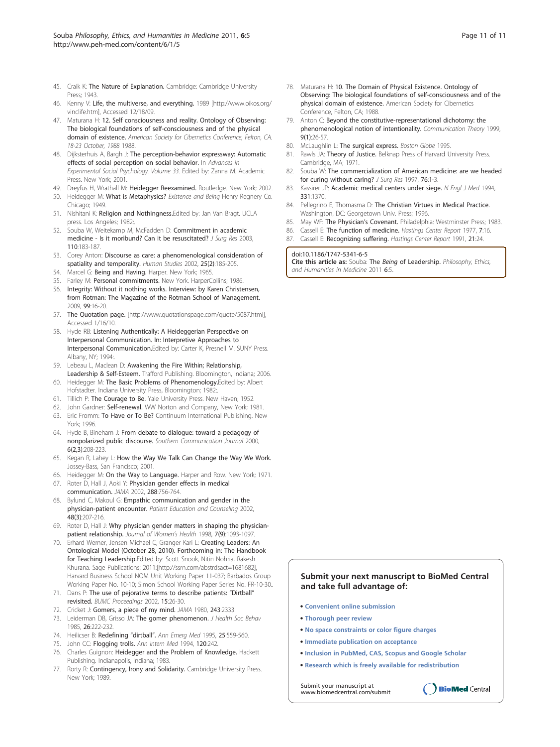45. Craik K: **The Nature of Explanation.** Cambridge: Cambridge University Press; 1943.
46. Kenny V: **Life, the multiverse, and everything.** 1989 [http://www.oikos.org/vinclife.htm], Accessed 12/18/09.
47. Maturana H: **12. Self consciousness and reality. Ontology of Observing: The biological foundations of self-consciousness and of the physical domain of existence.** *American Society for Cibernetics Conference, Felton, CA. 18-23 October, 1988* 1988.
48. Dijksterhuis A, Bargh J: **The perception-behavior expressway: Automatic effects of social perception on social behavior.** In *Advances in Experimental Social Psychology. Volume 33.* Edited by: Zanna M. Academic Press. New York; 2001.
49. Dreyfus H, Wrathall M: **Heidegger Reexamined.** Routledge. New York; 2002.
50. Heidegger M: **What is Metaphysics?** *Existence and Being* Henry Regnery Co. Chicago; 1949.
51. Nishitani K: **Religion and Nothingness.**Edited by: Jan Van Bragt. UCLA press. Los Angeles; 1982:.
52. Souba W, Weitekamp M, McFadden D: **Commitment in academic medicine - Is it moribund? Can it be resuscitated?** *J Surg Res* 2003, **110**:183-187.
53. Corey Anton: **Discourse as care: a phenomenological consideration of spatiality and temporality.** *Human Studies* 2002, **25(2)**:185-205.
54. Marcel G: **Being and Having.** Harper. New York; 1965.
55. Farley M: **Personal commitments.** New York. HarperCollins; 1986.
56. **Integrity: Without it nothing works. Interview: by Karen Christensen, from Rotman: The Magazine of the Rotman School of Management.** 2009, **99**:16-20.
57. **The Quotation page.** [http://www.quotationspage.com/quote/5087.html], Accessed 1/16/10.
58. Hyde RB: **Listening Authentically: A Heideggerian Perspective on Interpersonal Communication. In: Interpretive Approaches to Interpersonal Communication.**Edited by: Carter K, Presnell M. SUNY Press. Albany, NY; 1994:.
59. Lebeau L, Maclean D: **Awakening the Fire Within; Relationship, Leadership & Self-Esteem.** Trafford Publishing. Bloomington, Indiana; 2006.
60. Heidegger M: **The Basic Problems of Phenomenology.**Edited by: Albert Hofstadter. Indiana University Press, Bloomington; 1982:.
61. Tillich P: **The Courage to Be.** Yale University Press. New Haven; 1952.
62. John Gardner: **Self-renewal.** WW Norton and Company, New York; 1981.
63. Eric Fromm: **To Have or To Be?** Continuum International Publishing. New York; 1996.
64. Hyde B, Bineham J: **From debate to dialogue: toward a pedagogy of nonpolarized public discourse.** *Southern Communication Journal* 2000, **6(2,3)**:208-223.
65. Kegan R, Lahey L: **How the Way We Talk Can Change the Way We Work.** Jossey-Bass, San Francisco; 2001.
66. Heidegger M: **On the Way to Language.** Harper and Row. New York; 1971.
67. Roter D, Hall J, Aoki Y: **Physician gender effects in medical communication.** *JAMA* 2002, **288**:756-764.
68. Bylund C, Makoul G: **Empathic communication and gender in the physician-patient encounter.** *Patient Education and Counseling* 2002, **48(3)**:207-216.
69. Roter D, Hall J: **Why physician gender matters in shaping the physician-patient relationship.** *Journal of Women's Health* 1998, **7(9)**:1093-1097.
70. Erhard Werner, Jensen Michael C, Granger Kari L: **Creating Leaders: An Ontological Model (October 28, 2010). Forthcoming in: The Handbook for Teaching Leadership.**Edited by: Scott Snook, Nitin Nohria, Rakesh Khurana. Sage Publications; 2011:[http://ssrn.com/abstrdsact=1681682], Harvard Business School NOM Unit Working Paper 11-037; Barbados Group Working Paper No. 10-10; Simon School Working Paper Series No. FR-10-30..
71. Dans P: **The use of pejorative terms to describe patients: "Dirtball" revisited.** *BUMC Proceedings* 2002, **15**:26-30.
72. Cricket J: **Gomers, a piece of my mind.** *JAMA* 1980, **243**:2333.
73. Leiderman DB, Grisso JA: **The gomer phenomenon.** *J Health Soc Behav* 1985, **26**:222-232.
74. Heilicser B: **Redefining "dirtball".** *Ann Emerg Med* 1995, **25**:559-560.
75. John CC: **Flogging trolls.** *Ann Intern Med* 1994, **120**:242.
76. Charles Guignon: **Heidegger and the Problem of Knowledge.** Hackett Publishing. Indianapolis, Indiana; 1983.
77. Rorty R: **Contingency, Irony and Solidarity.** Cambridge University Press. New York; 1989.
78. Maturana H: **10. The Domain of Physical Existence. Ontology of Observing: The biological foundations of self-consciousness and of the physical domain of existence.** American Society for Cibernetics Conference, Felton, CA; 1988.
79. Anton C: **Beyond the constitutive-representational dichotomy: the phenomenological notion of intentionality.** *Communication Theory* 1999, **9(1)**:26-57.
80. McLaughlin L: **The surgical express.** *Boston Globe* 1995.
81. Rawls JA: **Theory of Justice.** Belknap Press of Harvard University Press. Cambridge, MA; 1971.
82. Souba W: **The commercialization of American medicine: are we headed for curing without caring?** *J Surg Res* 1997, **76**:1-3.
83. Kassirer JP: **Academic medical centers under siege.** *N Engl J Med* 1994, **331**:1370.
84. Pellegrino E, Thomasma D: **The Christian Virtues in Medical Practice.** Washington, DC: Georgetown Univ. Press; 1996.
85. May WF: **The Physician's Covenant.** Philadelphia: Westminster Press; 1983.
86. Cassell E: **The function of medicine.** *Hastings Center Report* 1977, **7**:16.
87. Cassell E: **Recognizing suffering.** *Hastings Center Report* 1991, **21**:24.

doi:10.1186/1747-5341-6-5
**Cite this article as:** Souba: The *Being* of Leadership. *Philosophy, Ethics, and Humanities in Medicine* 2011 **6**:5.

**Submit your next manuscript to BioMed Central and take full advantage of:**

- **Convenient online submission**
- **Thorough peer review**
- **No space constraints or color figure charges**
- **Immediate publication on acceptance**
- **Inclusion in PubMed, CAS, Scopus and Google Scholar**
- **Research which is freely available for redistribution**

Submit your manuscript at www.biomedcentral.com/submit

BioMed Central